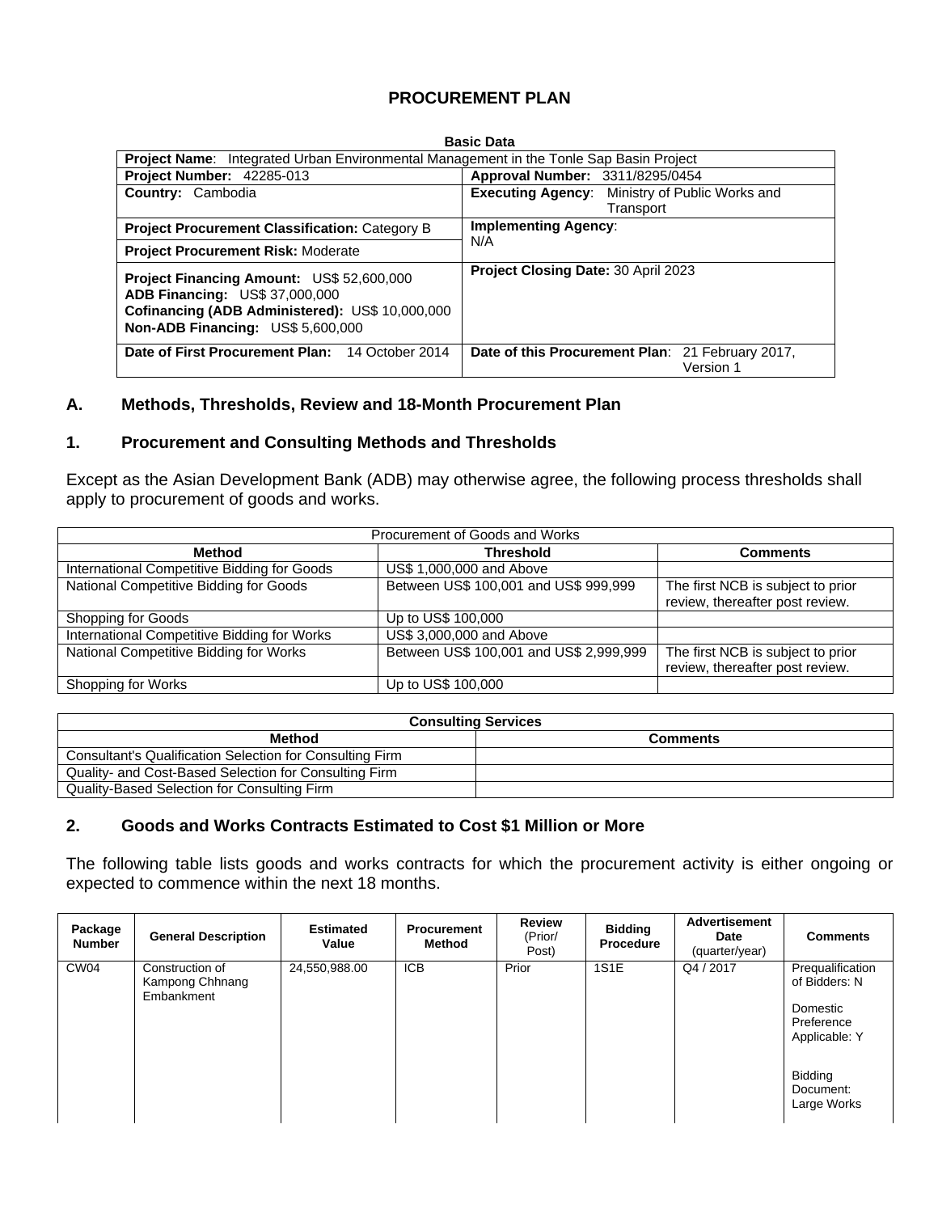# PROCUREMENT PLAN

**Basic Data**

| **Project Name**: Integrated Urban Environmental Management in the Tonle Sap Basin Project | |
|---|---|
| **Project Number:** 42285-013 | **Approval Number:** 3311/8295/0454 |
| **Country:** Cambodia | **Executing Agency**: Ministry of Public Works and Transport |
| **Project Procurement Classification:** Category B | **Implementing Agency**: N/A |
| **Project Procurement Risk:** Moderate | |
| **Project Financing Amount:** US$ 52,600,000<br>**ADB Financing:** US$ 37,000,000<br>**Cofinancing (ADB Administered):** US$ 10,000,000<br>**Non-ADB Financing:** US$ 5,600,000 | **Project Closing Date:** 30 April 2023 |
| **Date of First Procurement Plan:** 14 October 2014 | **Date of this Procurement Plan**: 21 February 2017, Version 1 |

## A. Methods, Thresholds, Review and 18-Month Procurement Plan

### 1. Procurement and Consulting Methods and Thresholds

Except as the Asian Development Bank (ADB) may otherwise agree, the following process thresholds shall apply to procurement of goods and works.

| Procurement of Goods and Works | | |
|---|---|---|
| **Method** | **Threshold** | **Comments** |
| International Competitive Bidding for Goods | US$ 1,000,000 and Above | |
| National Competitive Bidding for Goods | Between US$ 100,001 and US$ 999,999 | The first NCB is subject to prior review, thereafter post review. |
| Shopping for Goods | Up to US$ 100,000 | |
| International Competitive Bidding for Works | US$ 3,000,000 and Above | |
| National Competitive Bidding for Works | Between US$ 100,001 and US$ 2,999,999 | The first NCB is subject to prior review, thereafter post review. |
| Shopping for Works | Up to US$ 100,000 | |

| **Consulting Services** | |
|---|---|
| **Method** | **Comments** |
| Consultant's Qualification Selection for Consulting Firm | |
| Quality- and Cost-Based Selection for Consulting Firm | |
| Quality-Based Selection for Consulting Firm | |

### 2. Goods and Works Contracts Estimated to Cost $1 Million or More

The following table lists goods and works contracts for which the procurement activity is either ongoing or expected to commence within the next 18 months.

| Package Number | General Description | Estimated Value | Procurement Method | Review (Prior/ Post) | Bidding Procedure | Advertisement Date (quarter/year) | Comments |
|---|---|---|---|---|---|---|---|
| CW04 | Construction of Kampong Chhnang Embankment | 24,550,988.00 | ICB | Prior | 1S1E | Q4 / 2017 | Prequalification of Bidders: N<br><br>Domestic Preference Applicable: Y<br><br>Bidding Document: Large Works |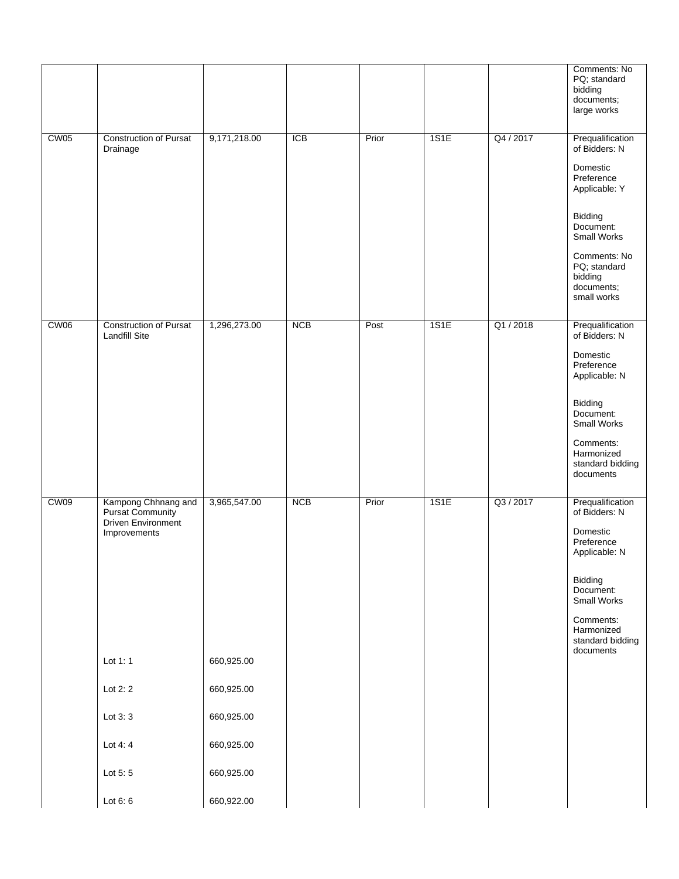| | | | | | | | |
|---|---|---|---|---|---|---|---|
| | | | | | | | Comments: No PQ; standard bidding documents; large works |
| CW05 | Construction of Pursat Drainage | 9,171,218.00 | ICB | Prior | 1S1E | Q4 / 2017 | Prequalification of Bidders: N<br><br>Domestic Preference Applicable: Y<br><br>Bidding Document: Small Works<br><br>Comments: No PQ; standard bidding documents; small works |
| CW06 | Construction of Pursat Landfill Site | 1,296,273.00 | NCB | Post | 1S1E | Q1 / 2018 | Prequalification of Bidders: N<br><br>Domestic Preference Applicable: N<br><br>Bidding Document: Small Works<br><br>Comments: Harmonized standard bidding documents |
| CW09 | Kampong Chhnang and Pursat Community Driven Environment Improvements | 3,965,547.00 | NCB | Prior | 1S1E | Q3 / 2017 | Prequalification of Bidders: N<br><br>Domestic Preference Applicable: N<br><br>Bidding Document: Small Works<br><br>Comments: Harmonized standard bidding documents |
| | Lot 1: 1 | 660,925.00 | | | | | |
| | Lot 2: 2 | 660,925.00 | | | | | |
| | Lot 3: 3 | 660,925.00 | | | | | |
| | Lot 4: 4 | 660,925.00 | | | | | |
| | Lot 5: 5 | 660,925.00 | | | | | |
| | Lot 6: 6 | 660,922.00 | | | | | |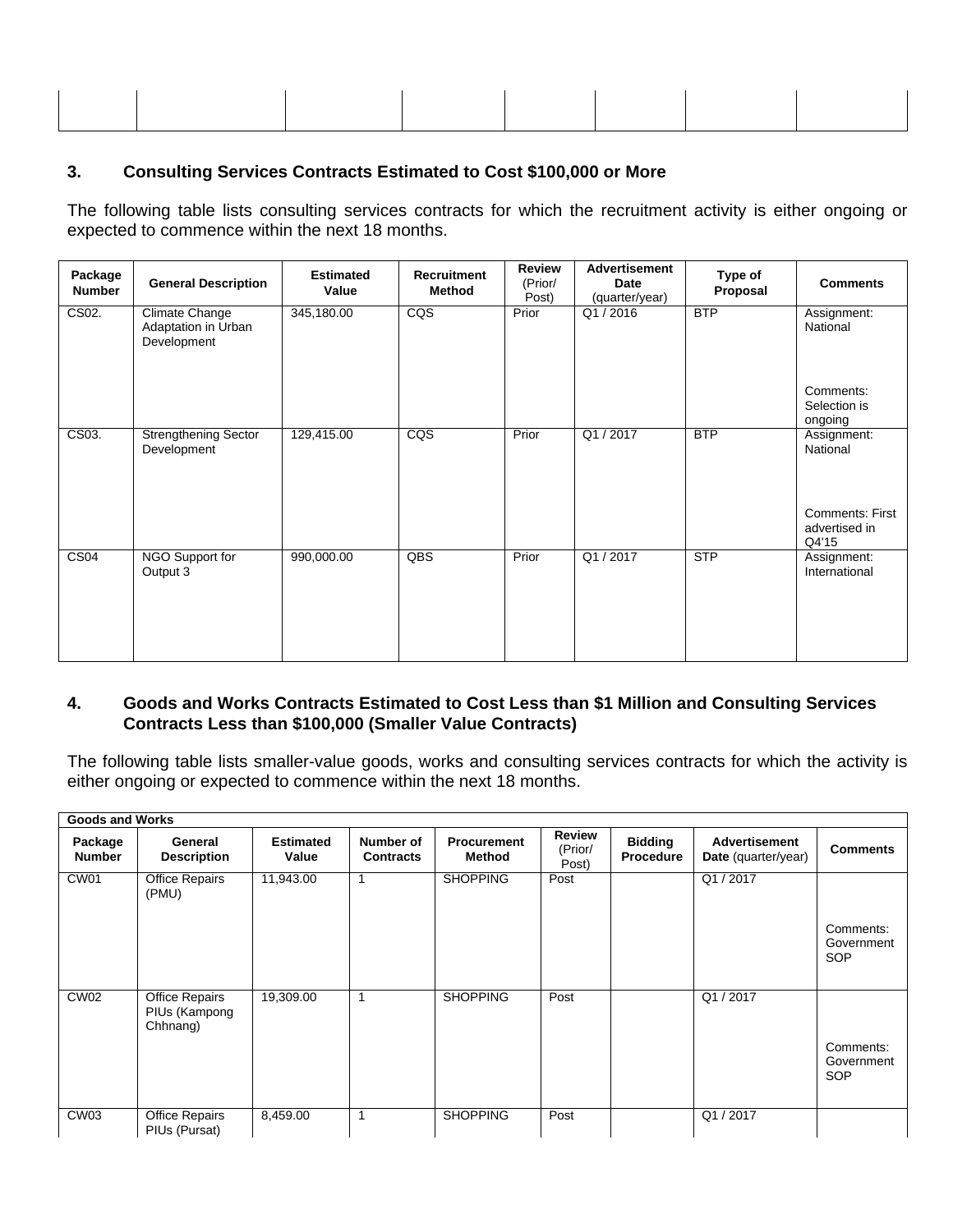| | | | | | | | |
|---|---|---|---|---|---|---|---|
| | | | | | | | |

### 3. Consulting Services Contracts Estimated to Cost $100,000 or More

The following table lists consulting services contracts for which the recruitment activity is either ongoing or expected to commence within the next 18 months.

| Package Number | General Description | Estimated Value | Recruitment Method | Review (Prior/ Post) | Advertisement Date (quarter/year) | Type of Proposal | Comments |
|---|---|---|---|---|---|---|---|
| CS02. | Climate Change Adaptation in Urban Development | 345,180.00 | CQS | Prior | Q1 / 2016 | BTP | Assignment: National<br><br>Comments: Selection is ongoing |
| CS03. | Strengthening Sector Development | 129,415.00 | CQS | Prior | Q1 / 2017 | BTP | Assignment: National<br><br>Comments: First advertised in Q4'15 |
| CS04 | NGO Support for Output 3 | 990,000.00 | QBS | Prior | Q1 / 2017 | STP | Assignment: International |

### 4. Goods and Works Contracts Estimated to Cost Less than $1 Million and Consulting Services Contracts Less than $100,000 (Smaller Value Contracts)

The following table lists smaller-value goods, works and consulting services contracts for which the activity is either ongoing or expected to commence within the next 18 months.

| **Goods and Works** | | | | | | | | |
|---|---|---|---|---|---|---|---|---|
| **Package Number** | **General Description** | **Estimated Value** | **Number of Contracts** | **Procurement Method** | **Review (Prior/ Post)** | **Bidding Procedure** | **Advertisement Date** (quarter/year) | **Comments** |
| CW01 | Office Repairs (PMU) | 11,943.00 | 1 | SHOPPING | Post | | Q1 / 2017 | Comments: Government SOP |
| CW02 | Office Repairs PIUs (Kampong Chhnang) | 19,309.00 | 1 | SHOPPING | Post | | Q1 / 2017 | Comments: Government SOP |
| CW03 | Office Repairs PIUs (Pursat) | 8,459.00 | 1 | SHOPPING | Post | | Q1 / 2017 | |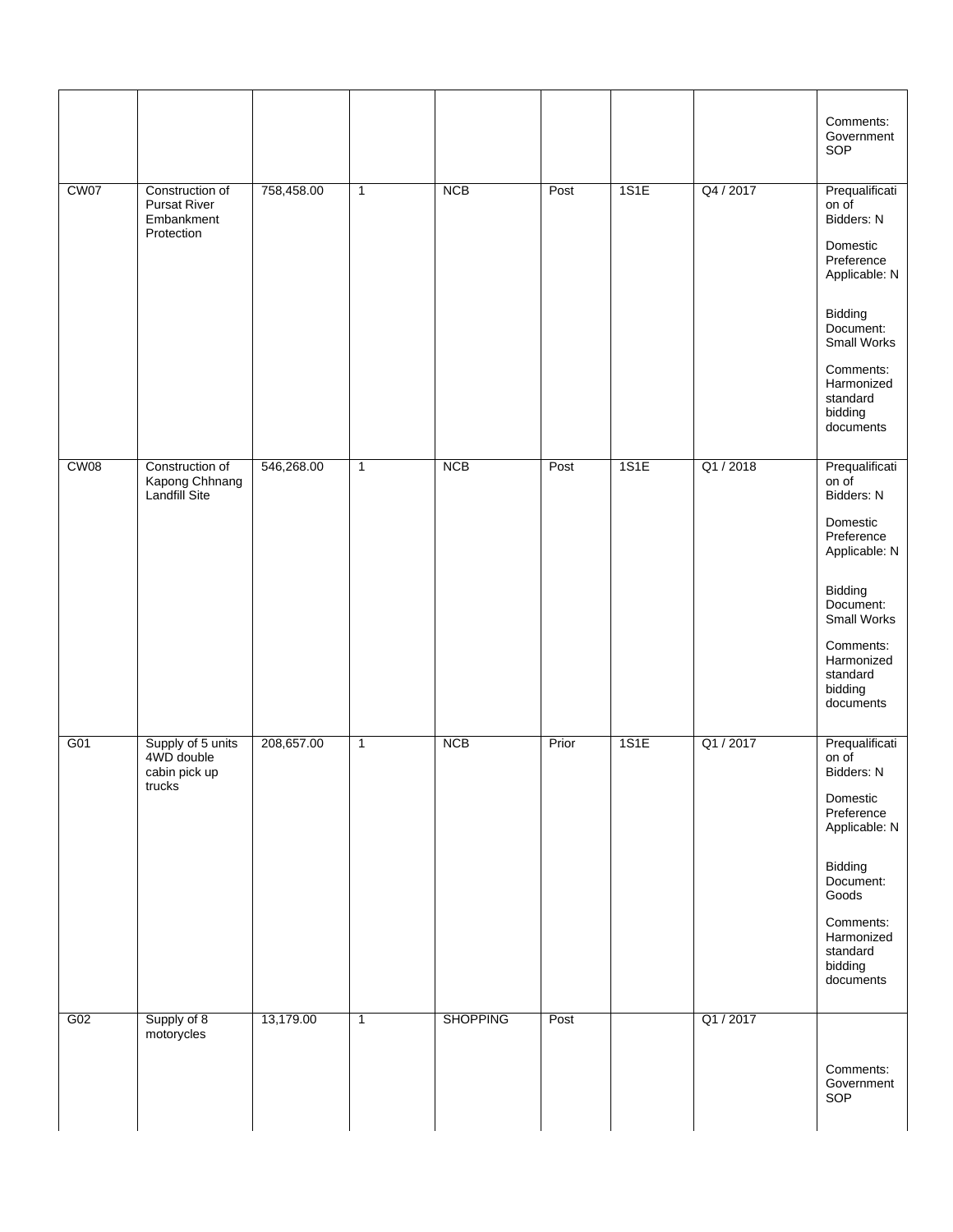| | | | | | | | | |
|---|---|---|---|---|---|---|---|---|
| | | | | | | | | Comments: Government SOP |
| CW07 | Construction of Pursat River Embankment Protection | 758,458.00 | 1 | NCB | Post | 1S1E | Q4 / 2017 | Prequalification of Bidders: N<br><br>Domestic Preference Applicable: N<br><br>Bidding Document: Small Works<br><br>Comments: Harmonized standard bidding documents |
| CW08 | Construction of Kapong Chhnang Landfill Site | 546,268.00 | 1 | NCB | Post | 1S1E | Q1 / 2018 | Prequalification of Bidders: N<br><br>Domestic Preference Applicable: N<br><br>Bidding Document: Small Works<br><br>Comments: Harmonized standard bidding documents |
| G01 | Supply of 5 units 4WD double cabin pick up trucks | 208,657.00 | 1 | NCB | Prior | 1S1E | Q1 / 2017 | Prequalification of Bidders: N<br><br>Domestic Preference Applicable: N<br><br>Bidding Document: Goods<br><br>Comments: Harmonized standard bidding documents |
| G02 | Supply of 8 motorycles | 13,179.00 | 1 | SHOPPING | Post | | Q1 / 2017 | Comments: Government SOP |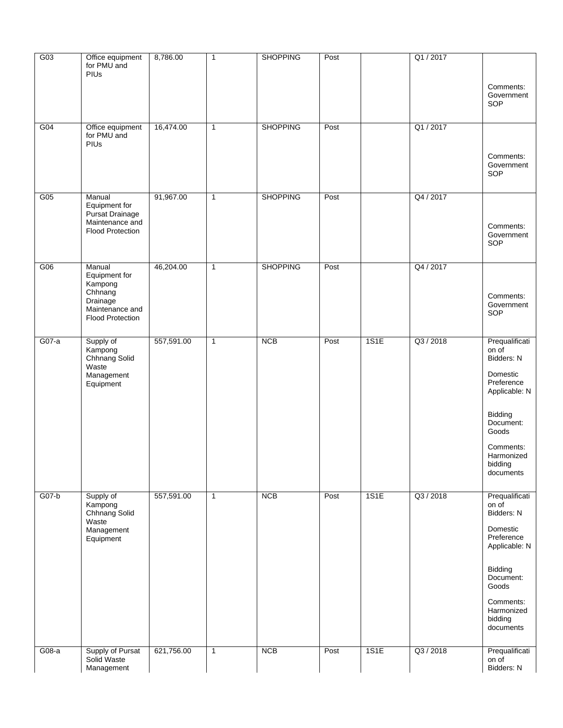| G03 | Office equipment for PMU and PIUs | 8,786.00 | 1 | SHOPPING | Post | | Q1 / 2017 | Comments: Government SOP |
|---|---|---|---|---|---|---|---|---|
| G04 | Office equipment for PMU and PIUs | 16,474.00 | 1 | SHOPPING | Post | | Q1 / 2017 | Comments: Government SOP |
| G05 | Manual Equipment for Pursat Drainage Maintenance and Flood Protection | 91,967.00 | 1 | SHOPPING | Post | | Q4 / 2017 | Comments: Government SOP |
| G06 | Manual Equipment for Kampong Chhnang Drainage Maintenance and Flood Protection | 46,204.00 | 1 | SHOPPING | Post | | Q4 / 2017 | Comments: Government SOP |
| G07-a | Supply of Kampong Chhnang Solid Waste Management Equipment | 557,591.00 | 1 | NCB | Post | 1S1E | Q3 / 2018 | Prequalification of Bidders: N<br><br>Domestic Preference Applicable: N<br><br>Bidding Document: Goods<br><br>Comments: Harmonized bidding documents |
| G07-b | Supply of Kampong Chhnang Solid Waste Management Equipment | 557,591.00 | 1 | NCB | Post | 1S1E | Q3 / 2018 | Prequalification of Bidders: N<br><br>Domestic Preference Applicable: N<br><br>Bidding Document: Goods<br><br>Comments: Harmonized bidding documents |
| G08-a | Supply of Pursat Solid Waste Management | 621,756.00 | 1 | NCB | Post | 1S1E | Q3 / 2018 | Prequalification of Bidders: N |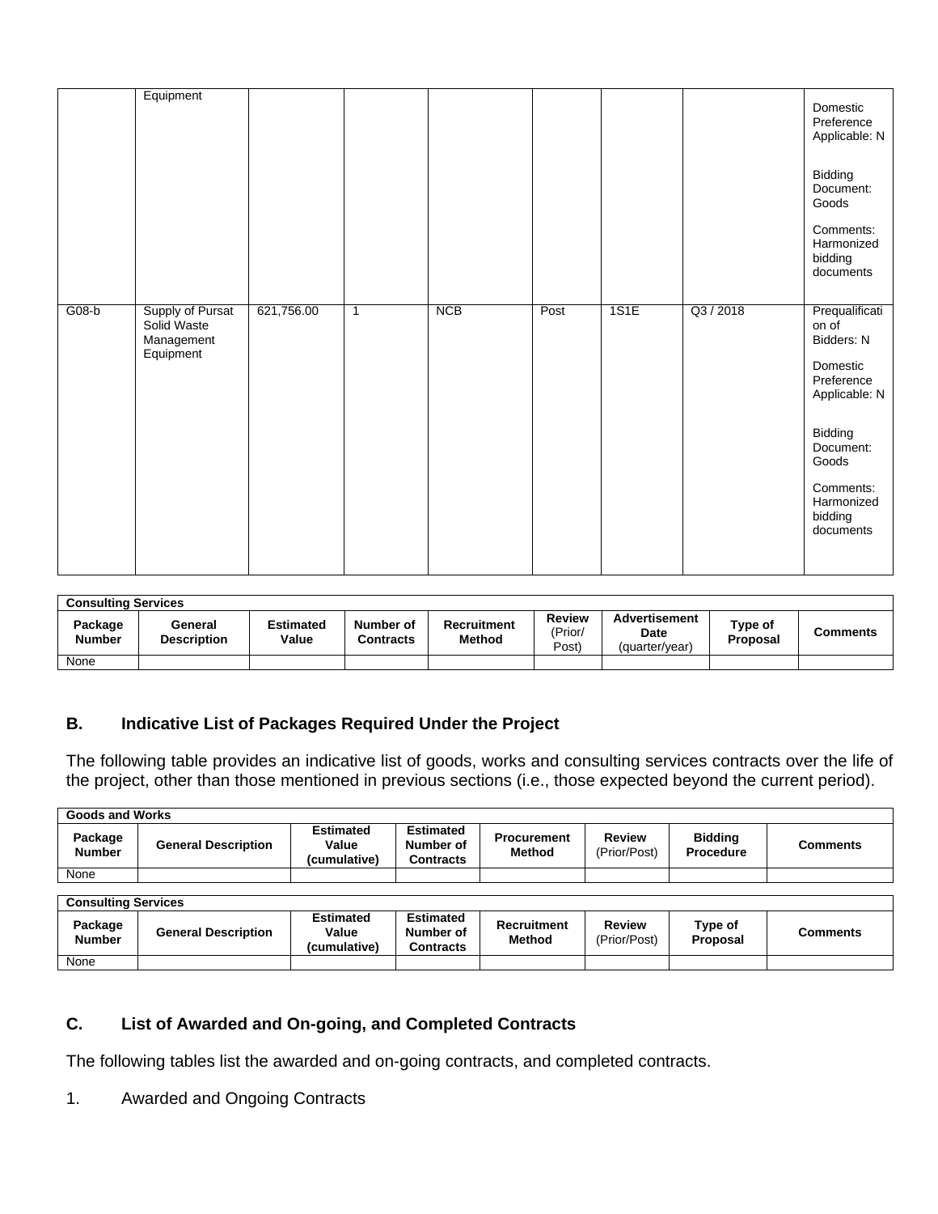| | | | | | | | | |
|---|---|---|---|---|---|---|---|---|
| | Equipment | | | | | | | Domestic Preference Applicable: N<br><br>Bidding Document: Goods<br><br>Comments: Harmonized bidding documents |
| G08-b | Supply of Pursat Solid Waste Management Equipment | 621,756.00 | 1 | NCB | Post | 1S1E | Q3 / 2018 | Prequalification of Bidders: N<br><br>Domestic Preference Applicable: N<br><br>Bidding Document: Goods<br><br>Comments: Harmonized bidding documents |

| Consulting Services | | | | | | | | |
|---|---|---|---|---|---|---|---|---|
| **Package Number** | **General Description** | **Estimated Value** | **Number of Contracts** | **Recruitment Method** | **Review** (Prior/ Post) | **Advertisement Date** (quarter/year) | **Type of Proposal** | **Comments** |
| None | | | | | | | | |

## B. Indicative List of Packages Required Under the Project

The following table provides an indicative list of goods, works and consulting services contracts over the life of the project, other than those mentioned in previous sections (i.e., those expected beyond the current period).

| Goods and Works | | | | | | | |
|---|---|---|---|---|---|---|---|
| **Package Number** | **General Description** | **Estimated Value (cumulative)** | **Estimated Number of Contracts** | **Procurement Method** | **Review** (Prior/Post) | **Bidding Procedure** | **Comments** |
| None | | | | | | | |

| Consulting Services | | | | | | | |
|---|---|---|---|---|---|---|---|
| **Package Number** | **General Description** | **Estimated Value (cumulative)** | **Estimated Number of Contracts** | **Recruitment Method** | **Review** (Prior/Post) | **Type of Proposal** | **Comments** |
| None | | | | | | | |

## C. List of Awarded and On-going, and Completed Contracts

The following tables list the awarded and on-going contracts, and completed contracts.

1. Awarded and Ongoing Contracts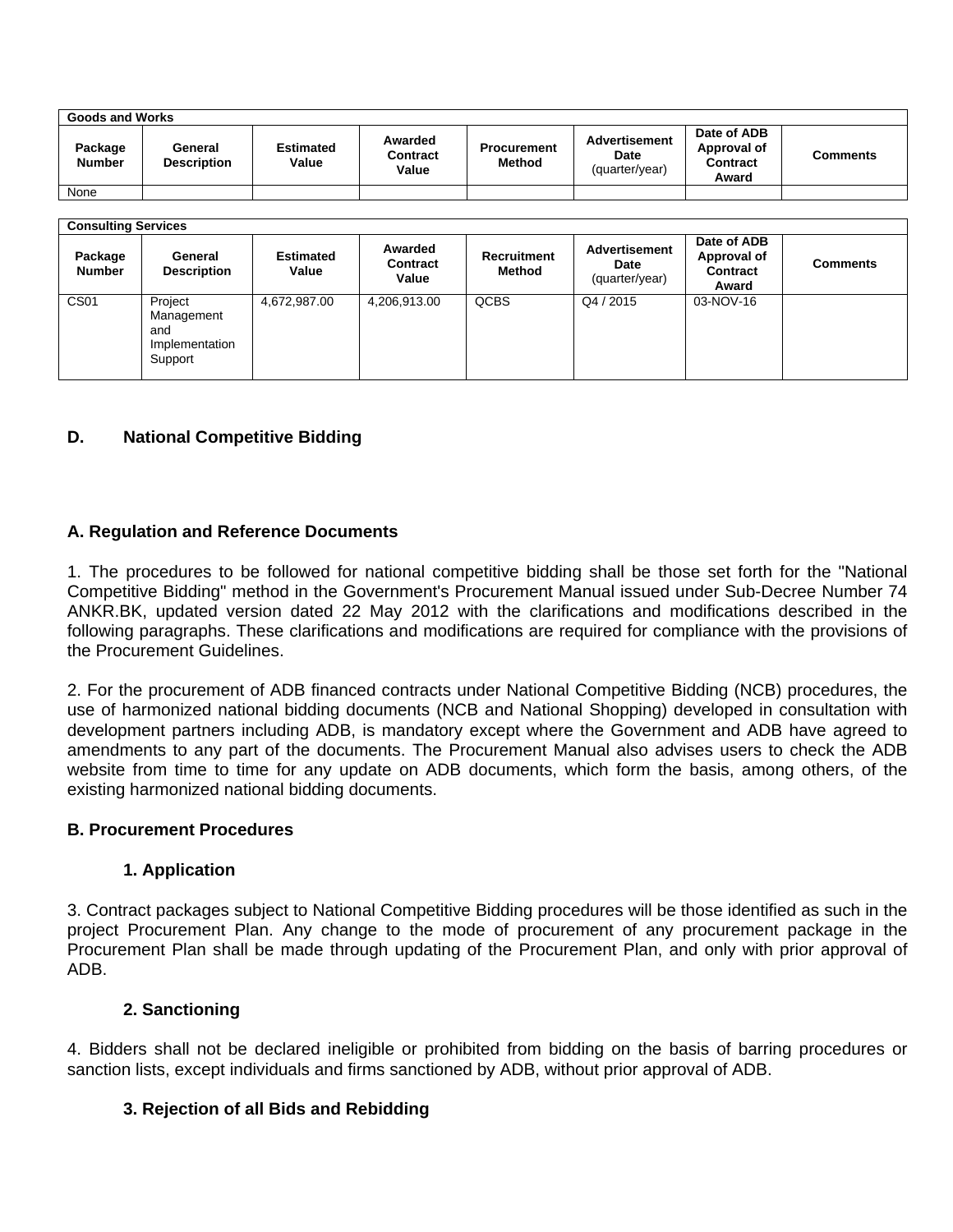| Goods and Works | | | | | | | |
|---|---|---|---|---|---|---|---|
| **Package Number** | **General Description** | **Estimated Value** | **Awarded Contract Value** | **Procurement Method** | **Advertisement Date** (quarter/year) | **Date of ADB Approval of Contract Award** | **Comments** |
| None | | | | | | | |

| Consulting Services | | | | | | | |
|---|---|---|---|---|---|---|---|
| **Package Number** | **General Description** | **Estimated Value** | **Awarded Contract Value** | **Recruitment Method** | **Advertisement Date** (quarter/year) | **Date of ADB Approval of Contract Award** | **Comments** |
| CS01 | Project Management and Implementation Support | 4,672,987.00 | 4,206,913.00 | QCBS | Q4 / 2015 | 03-NOV-16 | |

## D. National Competitive Bidding

### A. Regulation and Reference Documents

1. The procedures to be followed for national competitive bidding shall be those set forth for the "National Competitive Bidding" method in the Government's Procurement Manual issued under Sub-Decree Number 74 ANKR.BK, updated version dated 22 May 2012 with the clarifications and modifications described in the following paragraphs. These clarifications and modifications are required for compliance with the provisions of the Procurement Guidelines.

2. For the procurement of ADB financed contracts under National Competitive Bidding (NCB) procedures, the use of harmonized national bidding documents (NCB and National Shopping) developed in consultation with development partners including ADB, is mandatory except where the Government and ADB have agreed to amendments to any part of the documents. The Procurement Manual also advises users to check the ADB website from time to time for any update on ADB documents, which form the basis, among others, of the existing harmonized national bidding documents.

### B. Procurement Procedures

#### 1. Application

3. Contract packages subject to National Competitive Bidding procedures will be those identified as such in the project Procurement Plan. Any change to the mode of procurement of any procurement package in the Procurement Plan shall be made through updating of the Procurement Plan, and only with prior approval of ADB.

#### 2. Sanctioning

4. Bidders shall not be declared ineligible or prohibited from bidding on the basis of barring procedures or sanction lists, except individuals and firms sanctioned by ADB, without prior approval of ADB.

#### 3. Rejection of all Bids and Rebidding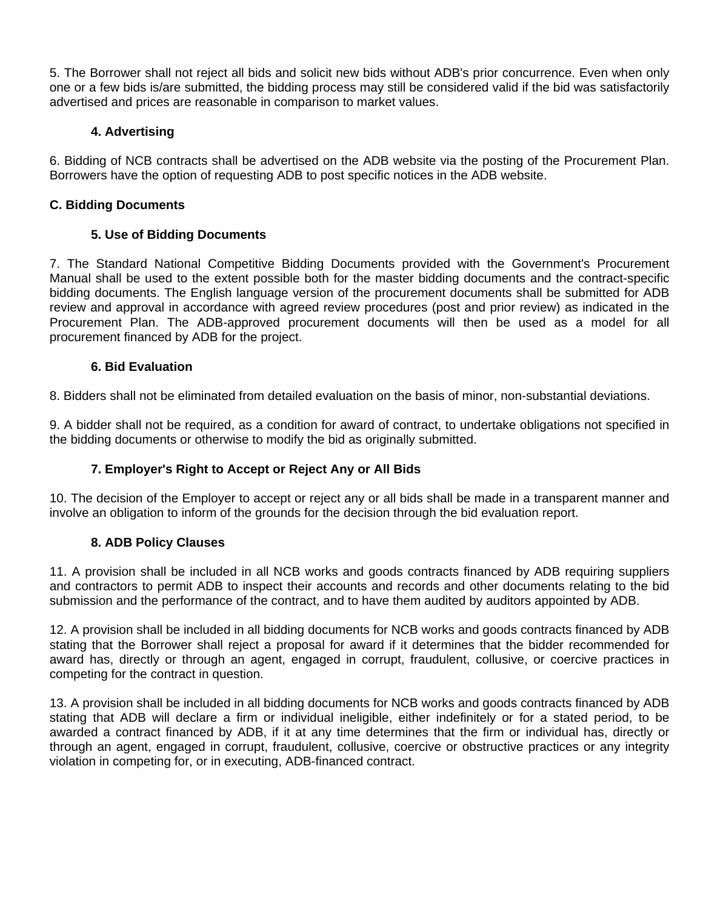5. The Borrower shall not reject all bids and solicit new bids without ADB's prior concurrence. Even when only one or a few bids is/are submitted, the bidding process may still be considered valid if the bid was satisfactorily advertised and prices are reasonable in comparison to market values.

### 4. Advertising

6. Bidding of NCB contracts shall be advertised on the ADB website via the posting of the Procurement Plan. Borrowers have the option of requesting ADB to post specific notices in the ADB website.

## C. Bidding Documents

### 5. Use of Bidding Documents

7. The Standard National Competitive Bidding Documents provided with the Government's Procurement Manual shall be used to the extent possible both for the master bidding documents and the contract-specific bidding documents. The English language version of the procurement documents shall be submitted for ADB review and approval in accordance with agreed review procedures (post and prior review) as indicated in the Procurement Plan. The ADB-approved procurement documents will then be used as a model for all procurement financed by ADB for the project.

### 6. Bid Evaluation

8. Bidders shall not be eliminated from detailed evaluation on the basis of minor, non-substantial deviations.

9. A bidder shall not be required, as a condition for award of contract, to undertake obligations not specified in the bidding documents or otherwise to modify the bid as originally submitted.

### 7. Employer's Right to Accept or Reject Any or All Bids

10. The decision of the Employer to accept or reject any or all bids shall be made in a transparent manner and involve an obligation to inform of the grounds for the decision through the bid evaluation report.

### 8. ADB Policy Clauses

11. A provision shall be included in all NCB works and goods contracts financed by ADB requiring suppliers and contractors to permit ADB to inspect their accounts and records and other documents relating to the bid submission and the performance of the contract, and to have them audited by auditors appointed by ADB.

12. A provision shall be included in all bidding documents for NCB works and goods contracts financed by ADB stating that the Borrower shall reject a proposal for award if it determines that the bidder recommended for award has, directly or through an agent, engaged in corrupt, fraudulent, collusive, or coercive practices in competing for the contract in question.

13. A provision shall be included in all bidding documents for NCB works and goods contracts financed by ADB stating that ADB will declare a firm or individual ineligible, either indefinitely or for a stated period, to be awarded a contract financed by ADB, if it at any time determines that the firm or individual has, directly or through an agent, engaged in corrupt, fraudulent, collusive, coercive or obstructive practices or any integrity violation in competing for, or in executing, ADB-financed contract.